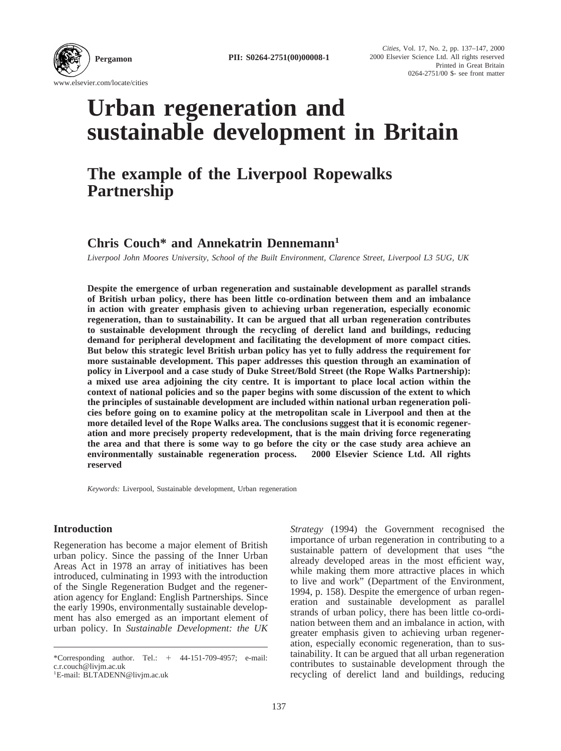# Urban regeneration and sustainable development in Britain

## The example of the Liverpool Ropewalks Partnership

### Chris Couch* and Annekatrin Dennemann[1]

*Liverpool John Moores University, School of the Built Environment, Clarence Street, Liverpool L3 5UG, UK*

**Despite the emergence of urban regeneration and sustainable development as parallel strands of British urban policy, there has been little co-ordination between them and an imbalance in action with greater emphasis given to achieving urban regeneration, especially economic regeneration, than to sustainability. It can be argued that all urban regeneration contributes to sustainable development through the recycling of derelict land and buildings, reducing demand for peripheral development and facilitating the development of more compact cities. But below this strategic level British urban policy has yet to fully address the requirement for more sustainable development. This paper addresses this question through an examination of policy in Liverpool and a case study of Duke Street/Bold Street (the Rope Walks Partnership): a mixed use area adjoining the city centre. It is important to place local action within the context of national policies and so the paper begins with some discussion of the extent to which the principles of sustainable development are included within national urban regeneration policies before going on to examine policy at the metropolitan scale in Liverpool and then at the more detailed level of the Rope Walks area. The conclusions suggest that it is economic regeneration and more precisely property redevelopment, that is the main driving force regenerating the area and that there is some way to go before the city or the case study area achieve an environmentally sustainable regeneration process. © 2000 Elsevier Science Ltd. All rights reserved**

*Keywords:* Liverpool, Sustainable development, Urban regeneration

## Introduction

Regeneration has become a major element of British urban policy. Since the passing of the Inner Urban Areas Act in 1978 an array of initiatives has been introduced, culminating in 1993 with the introduction of the Single Regeneration Budget and the regeneration agency for England: English Partnerships. Since the early 1990s, environmentally sustainable development has also emerged as an important element of urban policy. In *Sustainable Development: the UK Strategy* (1994) the Government recognised the importance of urban regeneration in contributing to a sustainable pattern of development that uses "the already developed areas in the most efficient way, while making them more attractive places in which to live and work" (Department of the Environment, 1994, p. 158). Despite the emergence of urban regeneration and sustainable development as parallel strands of urban policy, there has been little co-ordination between them and an imbalance in action, with greater emphasis given to achieving urban regeneration, especially economic regeneration, than to sustainability. It can be argued that all urban regeneration contributes to sustainable development through the recycling of derelict land and buildings, reducing

*Corresponding author. Tel.: + 44-151-709-4957; e-mail: c.r.couch@livjm.ac.uk

[1]E-mail: BLTADENN@livjm.ac.uk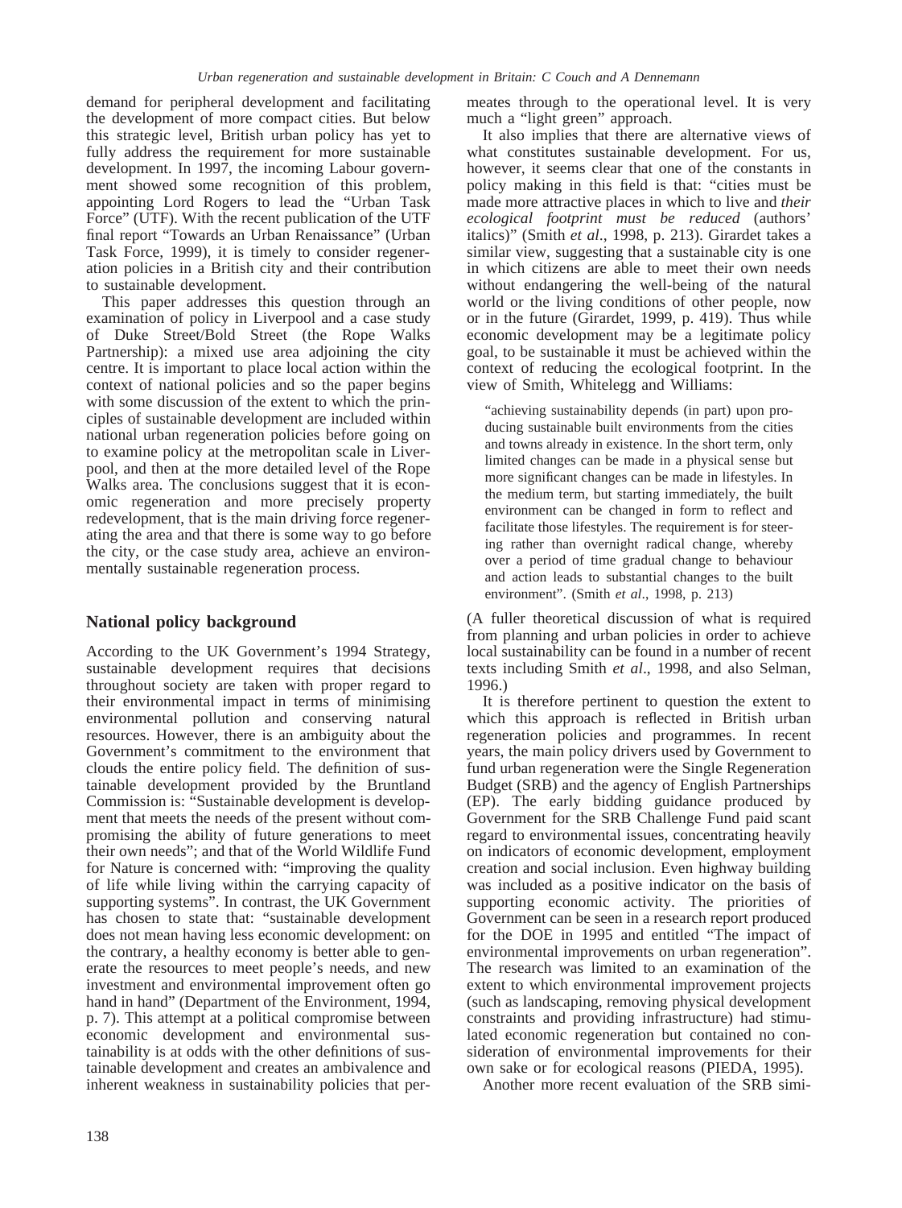demand for peripheral development and facilitating the development of more compact cities. But below this strategic level, British urban policy has yet to fully address the requirement for more sustainable development. In 1997, the incoming Labour government showed some recognition of this problem, appointing Lord Rogers to lead the "Urban Task Force" (UTF). With the recent publication of the UTF final report "Towards an Urban Renaissance" (Urban Task Force, 1999), it is timely to consider regeneration policies in a British city and their contribution to sustainable development.

This paper addresses this question through an examination of policy in Liverpool and a case study of Duke Street/Bold Street (the Rope Walks Partnership): a mixed use area adjoining the city centre. It is important to place local action within the context of national policies and so the paper begins with some discussion of the extent to which the principles of sustainable development are included within national urban regeneration policies before going on to examine policy at the metropolitan scale in Liverpool, and then at the more detailed level of the Rope Walks area. The conclusions suggest that it is economic regeneration and more precisely property redevelopment, that is the main driving force regenerating the area and that there is some way to go before the city, or the case study area, achieve an environmentally sustainable regeneration process.

## National policy background

According to the UK Government's 1994 Strategy, sustainable development requires that decisions throughout society are taken with proper regard to their environmental impact in terms of minimising environmental pollution and conserving natural resources. However, there is an ambiguity about the Government's commitment to the environment that clouds the entire policy field. The definition of sustainable development provided by the Bruntland Commission is: "Sustainable development is development that meets the needs of the present without compromising the ability of future generations to meet their own needs"; and that of the World Wildlife Fund for Nature is concerned with: "improving the quality of life while living within the carrying capacity of supporting systems". In contrast, the UK Government has chosen to state that: "sustainable development does not mean having less economic development: on the contrary, a healthy economy is better able to generate the resources to meet people's needs, and new investment and environmental improvement often go hand in hand" (Department of the Environment, 1994, p. 7). This attempt at a political compromise between economic development and environmental sustainability is at odds with the other definitions of sustainable development and creates an ambivalence and inherent weakness in sustainability policies that permeates through to the operational level. It is very much a "light green" approach.

It also implies that there are alternative views of what constitutes sustainable development. For us, however, it seems clear that one of the constants in policy making in this field is that: "cities must be made more attractive places in which to live and *their ecological footprint must be reduced* (authors' italics)" (Smith *et al*., 1998, p. 213). Girardet takes a similar view, suggesting that a sustainable city is one in which citizens are able to meet their own needs without endangering the well-being of the natural world or the living conditions of other people, now or in the future (Girardet, 1999, p. 419). Thus while economic development may be a legitimate policy goal, to be sustainable it must be achieved within the context of reducing the ecological footprint. In the view of Smith, Whitelegg and Williams:

> "achieving sustainability depends (in part) upon producing sustainable built environments from the cities and towns already in existence. In the short term, only limited changes can be made in a physical sense but more significant changes can be made in lifestyles. In the medium term, but starting immediately, the built environment can be changed in form to reflect and facilitate those lifestyles. The requirement is for steering rather than overnight radical change, whereby over a period of time gradual change to behaviour and action leads to substantial changes to the built environment". (Smith *et al*., 1998, p. 213)

(A fuller theoretical discussion of what is required from planning and urban policies in order to achieve local sustainability can be found in a number of recent texts including Smith *et al*., 1998, and also Selman, 1996.)

It is therefore pertinent to question the extent to which this approach is reflected in British urban regeneration policies and programmes. In recent years, the main policy drivers used by Government to fund urban regeneration were the Single Regeneration Budget (SRB) and the agency of English Partnerships (EP). The early bidding guidance produced by Government for the SRB Challenge Fund paid scant regard to environmental issues, concentrating heavily on indicators of economic development, employment creation and social inclusion. Even highway building was included as a positive indicator on the basis of supporting economic activity. The priorities of Government can be seen in a research report produced for the DOE in 1995 and entitled "The impact of environmental improvements on urban regeneration". The research was limited to an examination of the extent to which environmental improvement projects (such as landscaping, removing physical development constraints and providing infrastructure) had stimulated economic regeneration but contained no consideration of environmental improvements for their own sake or for ecological reasons (PIEDA, 1995).

Another more recent evaluation of the SRB simi-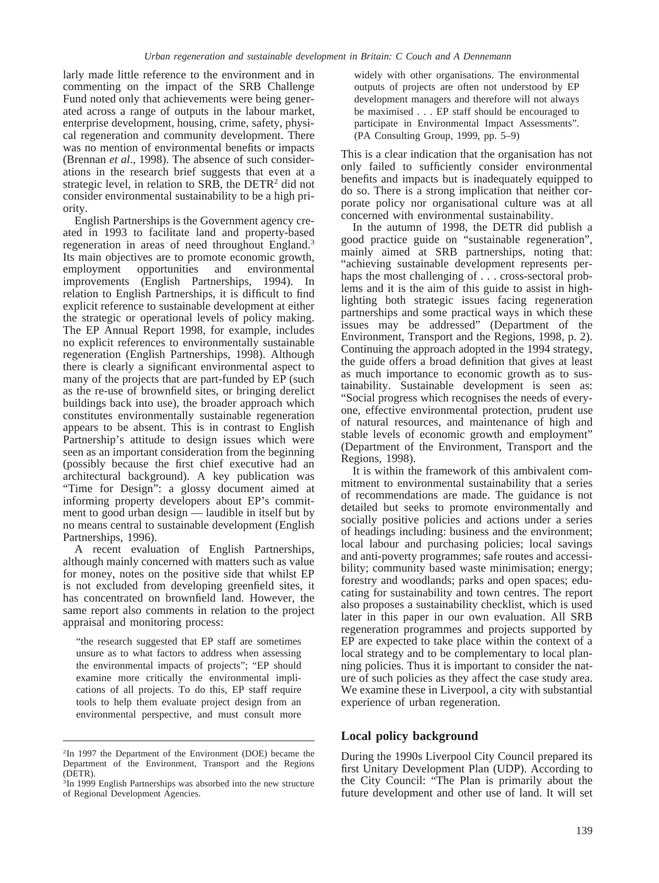larly made little reference to the environment and in commenting on the impact of the SRB Challenge Fund noted only that achievements were being generated across a range of outputs in the labour market, enterprise development, housing, crime, safety, physical regeneration and community development. There was no mention of environmental benefits or impacts (Brennan *et al*., 1998). The absence of such considerations in the research brief suggests that even at a strategic level, in relation to SRB, the DETR[2] did not consider environmental sustainability to be a high priority.

English Partnerships is the Government agency created in 1993 to facilitate land and property-based regeneration in areas of need throughout England.[3] Its main objectives are to promote economic growth, employment opportunities and environmental improvements (English Partnerships, 1994). In relation to English Partnerships, it is difficult to find explicit reference to sustainable development at either the strategic or operational levels of policy making. The EP Annual Report 1998, for example, includes no explicit references to environmentally sustainable regeneration (English Partnerships, 1998). Although there is clearly a significant environmental aspect to many of the projects that are part-funded by EP (such as the re-use of brownfield sites, or bringing derelict buildings back into use), the broader approach which constitutes environmentally sustainable regeneration appears to be absent. This is in contrast to English Partnership's attitude to design issues which were seen as an important consideration from the beginning (possibly because the first chief executive had an architectural background). A key publication was "Time for Design": a glossy document aimed at informing property developers about EP's commitment to good urban design — laudible in itself but by no means central to sustainable development (English Partnerships, 1996).

A recent evaluation of English Partnerships, although mainly concerned with matters such as value for money, notes on the positive side that whilst EP is not excluded from developing greenfield sites, it has concentrated on brownfield land. However, the same report also comments in relation to the project appraisal and monitoring process:

> "the research suggested that EP staff are sometimes unsure as to what factors to address when assessing the environmental impacts of projects"; "EP should examine more critically the environmental implications of all projects. To do this, EP staff require tools to help them evaluate project design from an environmental perspective, and must consult more widely with other organisations. The environmental outputs of projects are often not understood by EP development managers and therefore will not always be maximised . . . EP staff should be encouraged to participate in Environmental Impact Assessments". (PA Consulting Group, 1999, pp. 5–9)

This is a clear indication that the organisation has not only failed to sufficiently consider environmental benefits and impacts but is inadequately equipped to do so. There is a strong implication that neither corporate policy nor organisational culture was at all concerned with environmental sustainability.

In the autumn of 1998, the DETR did publish a good practice guide on "sustainable regeneration", mainly aimed at SRB partnerships, noting that: "achieving sustainable development represents perhaps the most challenging of . . . cross-sectoral problems and it is the aim of this guide to assist in highlighting both strategic issues facing regeneration partnerships and some practical ways in which these issues may be addressed" (Department of the Environment, Transport and the Regions, 1998, p. 2). Continuing the approach adopted in the 1994 strategy, the guide offers a broad definition that gives at least as much importance to economic growth as to sustainability. Sustainable development is seen as: "Social progress which recognises the needs of everyone, effective environmental protection, prudent use of natural resources, and maintenance of high and stable levels of economic growth and employment" (Department of the Environment, Transport and the Regions, 1998).

It is within the framework of this ambivalent commitment to environmental sustainability that a series of recommendations are made. The guidance is not detailed but seeks to promote environmentally and socially positive policies and actions under a series of headings including: business and the environment; local labour and purchasing policies; local savings and anti-poverty programmes; safe routes and accessibility; community based waste minimisation; energy; forestry and woodlands; parks and open spaces; educating for sustainability and town centres. The report also proposes a sustainability checklist, which is used later in this paper in our own evaluation. All SRB regeneration programmes and projects supported by EP are expected to take place within the context of a local strategy and to be complementary to local planning policies. Thus it is important to consider the nature of such policies as they affect the case study area. We examine these in Liverpool, a city with substantial experience of urban regeneration.

## Local policy background

During the 1990s Liverpool City Council prepared its first Unitary Development Plan (UDP). According to the City Council: "The Plan is primarily about the future development and other use of land. It will set

---

[2] In 1997 the Department of the Environment (DOE) became the Department of the Environment, Transport and the Regions (DETR).

[3] In 1999 English Partnerships was absorbed into the new structure of Regional Development Agencies.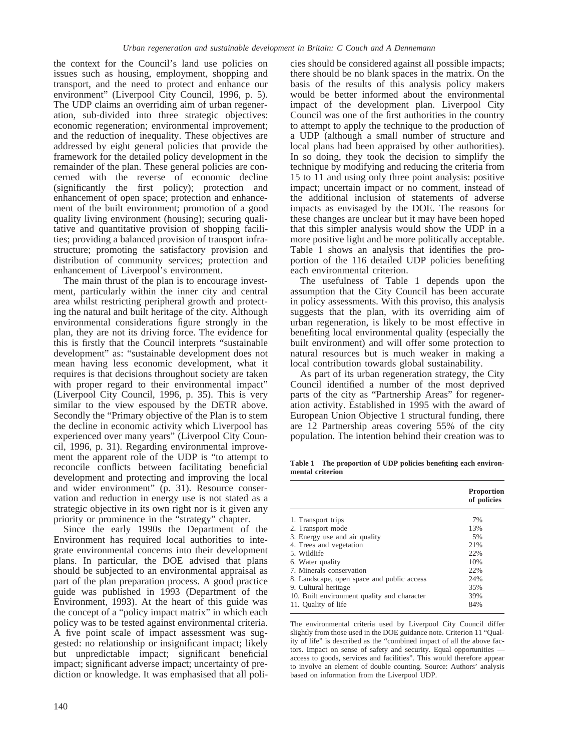the context for the Council's land use policies on issues such as housing, employment, shopping and transport, and the need to protect and enhance our environment" (Liverpool City Council, 1996, p. 5). The UDP claims an overriding aim of urban regeneration, sub-divided into three strategic objectives: economic regeneration; environmental improvement; and the reduction of inequality. These objectives are addressed by eight general policies that provide the framework for the detailed policy development in the remainder of the plan. These general policies are concerned with the reverse of economic decline (significantly the first policy); protection and enhancement of open space; protection and enhancement of the built environment; promotion of a good quality living environment (housing); securing qualitative and quantitative provision of shopping facilities; providing a balanced provision of transport infrastructure; promoting the satisfactory provision and distribution of community services; protection and enhancement of Liverpool's environment.

The main thrust of the plan is to encourage investment, particularly within the inner city and central area whilst restricting peripheral growth and protecting the natural and built heritage of the city. Although environmental considerations figure strongly in the plan, they are not its driving force. The evidence for this is firstly that the Council interprets "sustainable development" as: "sustainable development does not mean having less economic development, what it requires is that decisions throughout society are taken with proper regard to their environmental impact" (Liverpool City Council, 1996, p. 35). This is very similar to the view espoused by the DETR above. Secondly the "Primary objective of the Plan is to stem the decline in economic activity which Liverpool has experienced over many years" (Liverpool City Council, 1996, p. 31). Regarding environmental improvement the apparent role of the UDP is "to attempt to reconcile conflicts between facilitating beneficial development and protecting and improving the local and wider environment" (p. 31). Resource conservation and reduction in energy use is not stated as a strategic objective in its own right nor is it given any priority or prominence in the "strategy" chapter.

Since the early 1990s the Department of the Environment has required local authorities to integrate environmental concerns into their development plans. In particular, the DOE advised that plans should be subjected to an environmental appraisal as part of the plan preparation process. A good practice guide was published in 1993 (Department of the Environment, 1993). At the heart of this guide was the concept of a "policy impact matrix" in which each policy was to be tested against environmental criteria. A five point scale of impact assessment was suggested: no relationship or insignificant impact; likely but unpredictable impact; significant beneficial impact; significant adverse impact; uncertainty of prediction or knowledge. It was emphasised that all policies should be considered against all possible impacts; there should be no blank spaces in the matrix. On the basis of the results of this analysis policy makers would be better informed about the environmental impact of the development plan. Liverpool City Council was one of the first authorities in the country to attempt to apply the technique to the production of a UDP (although a small number of structure and local plans had been appraised by other authorities). In so doing, they took the decision to simplify the technique by modifying and reducing the criteria from 15 to 11 and using only three point analysis: positive impact; uncertain impact or no comment, instead of the additional inclusion of statements of adverse impacts as envisaged by the DOE. The reasons for these changes are unclear but it may have been hoped that this simpler analysis would show the UDP in a more positive light and be more politically acceptable. Table 1 shows an analysis that identifies the proportion of the 116 detailed UDP policies benefiting each environmental criterion.

The usefulness of Table 1 depends upon the assumption that the City Council has been accurate in policy assessments. With this proviso, this analysis suggests that the plan, with its overriding aim of urban regeneration, is likely to be most effective in benefiting local environmental quality (especially the built environment) and will offer some protection to natural resources but is much weaker in making a local contribution towards global sustainability.

As part of its urban regeneration strategy, the City Council identified a number of the most deprived parts of the city as "Partnership Areas" for regeneration activity. Established in 1995 with the award of European Union Objective 1 structural funding, there are 12 Partnership areas covering 55% of the city population. The intention behind their creation was to

**Table 1 The proportion of UDP policies benefiting each environmental criterion**

| | Proportion of policies |
|---|---|
| 1. Transport trips | 7% |
| 2. Transport mode | 13% |
| 3. Energy use and air quality | 5% |
| 4. Trees and vegetation | 21% |
| 5. Wildlife | 22% |
| 6. Water quality | 10% |
| 7. Minerals conservation | 22% |
| 8. Landscape, open space and public access | 24% |
| 9. Cultural heritage | 35% |
| 10. Built environment quality and character | 39% |
| 11. Quality of life | 84% |

The environmental criteria used by Liverpool City Council differ slightly from those used in the DOE guidance note. Criterion 11 "Quality of life" is described as the "combined impact of all the above factors. Impact on sense of safety and security. Equal opportunities — access to goods, services and facilities". This would therefore appear to involve an element of double counting. Source: Authors' analysis based on information from the Liverpool UDP.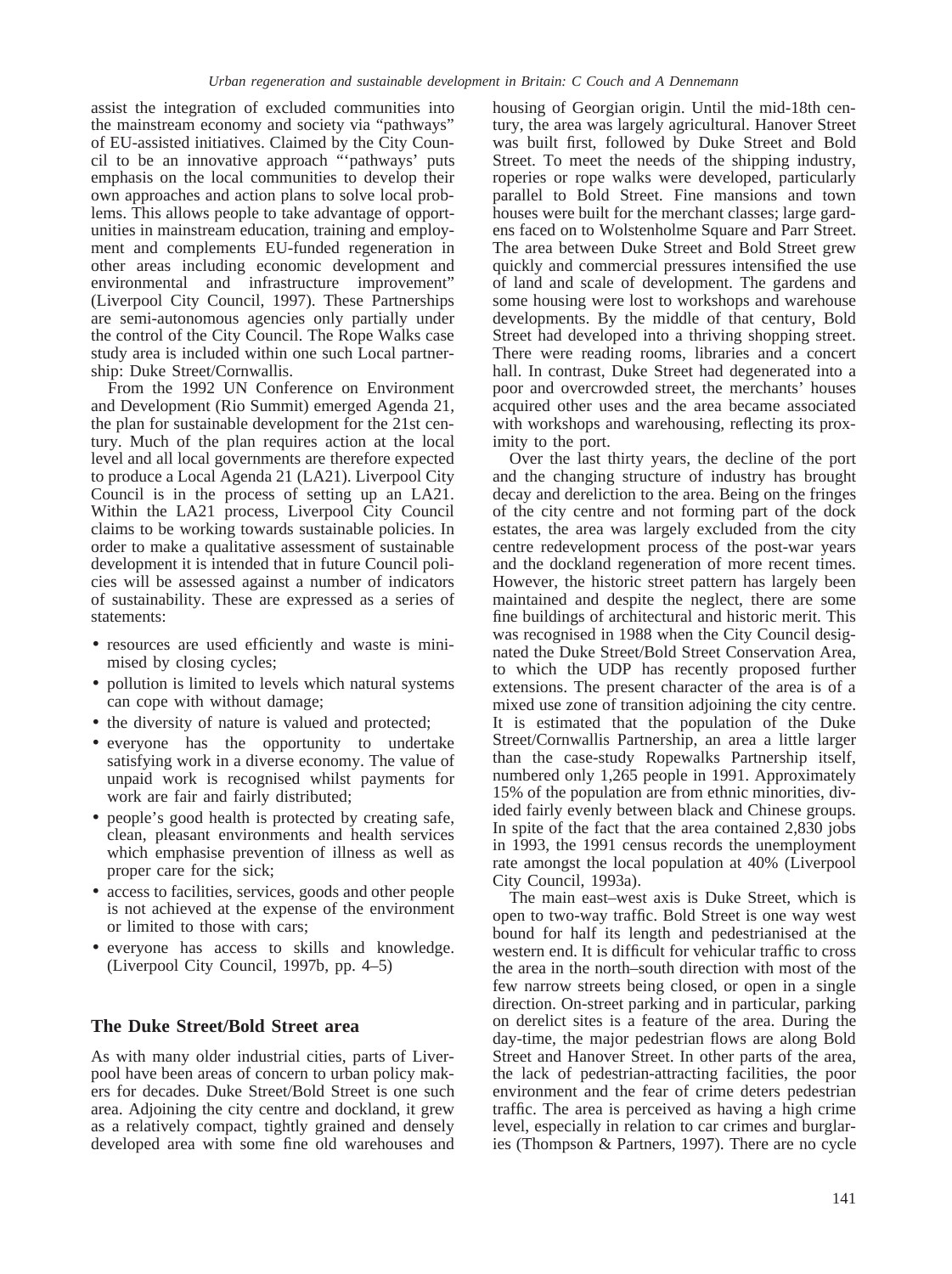assist the integration of excluded communities into the mainstream economy and society via "pathways" of EU-assisted initiatives. Claimed by the City Council to be an innovative approach "'pathways' puts emphasis on the local communities to develop their own approaches and action plans to solve local problems. This allows people to take advantage of opportunities in mainstream education, training and employment and complements EU-funded regeneration in other areas including economic development and environmental and infrastructure improvement" (Liverpool City Council, 1997). These Partnerships are semi-autonomous agencies only partially under the control of the City Council. The Rope Walks case study area is included within one such Local partnership: Duke Street/Cornwallis.

From the 1992 UN Conference on Environment and Development (Rio Summit) emerged Agenda 21, the plan for sustainable development for the 21st century. Much of the plan requires action at the local level and all local governments are therefore expected to produce a Local Agenda 21 (LA21). Liverpool City Council is in the process of setting up an LA21. Within the LA21 process, Liverpool City Council claims to be working towards sustainable policies. In order to make a qualitative assessment of sustainable development it is intended that in future Council policies will be assessed against a number of indicators of sustainability. These are expressed as a series of statements:

- resources are used efficiently and waste is minimised by closing cycles;
- pollution is limited to levels which natural systems can cope with without damage;
- the diversity of nature is valued and protected;
- everyone has the opportunity to undertake satisfying work in a diverse economy. The value of unpaid work is recognised whilst payments for work are fair and fairly distributed;
- people's good health is protected by creating safe, clean, pleasant environments and health services which emphasise prevention of illness as well as proper care for the sick;
- access to facilities, services, goods and other people is not achieved at the expense of the environment or limited to those with cars;
- everyone has access to skills and knowledge. (Liverpool City Council, 1997b, pp. 4–5)

## The Duke Street/Bold Street area

As with many older industrial cities, parts of Liverpool have been areas of concern to urban policy makers for decades. Duke Street/Bold Street is one such area. Adjoining the city centre and dockland, it grew as a relatively compact, tightly grained and densely developed area with some fine old warehouses and housing of Georgian origin. Until the mid-18th century, the area was largely agricultural. Hanover Street was built first, followed by Duke Street and Bold Street. To meet the needs of the shipping industry, roperies or rope walks were developed, particularly parallel to Bold Street. Fine mansions and town houses were built for the merchant classes; large gardens faced on to Wolstenholme Square and Parr Street. The area between Duke Street and Bold Street grew quickly and commercial pressures intensified the use of land and scale of development. The gardens and some housing were lost to workshops and warehouse developments. By the middle of that century, Bold Street had developed into a thriving shopping street. There were reading rooms, libraries and a concert hall. In contrast, Duke Street had degenerated into a poor and overcrowded street, the merchants' houses acquired other uses and the area became associated with workshops and warehousing, reflecting its proximity to the port.

Over the last thirty years, the decline of the port and the changing structure of industry has brought decay and dereliction to the area. Being on the fringes of the city centre and not forming part of the dock estates, the area was largely excluded from the city centre redevelopment process of the post-war years and the dockland regeneration of more recent times. However, the historic street pattern has largely been maintained and despite the neglect, there are some fine buildings of architectural and historic merit. This was recognised in 1988 when the City Council designated the Duke Street/Bold Street Conservation Area, to which the UDP has recently proposed further extensions. The present character of the area is of a mixed use zone of transition adjoining the city centre. It is estimated that the population of the Duke Street/Cornwallis Partnership, an area a little larger than the case-study Ropewalks Partnership itself, numbered only 1,265 people in 1991. Approximately 15% of the population are from ethnic minorities, divided fairly evenly between black and Chinese groups. In spite of the fact that the area contained 2,830 jobs in 1993, the 1991 census records the unemployment rate amongst the local population at 40% (Liverpool City Council, 1993a).

The main east–west axis is Duke Street, which is open to two-way traffic. Bold Street is one way west bound for half its length and pedestrianised at the western end. It is difficult for vehicular traffic to cross the area in the north–south direction with most of the few narrow streets being closed, or open in a single direction. On-street parking and in particular, parking on derelict sites is a feature of the area. During the day-time, the major pedestrian flows are along Bold Street and Hanover Street. In other parts of the area, the lack of pedestrian-attracting facilities, the poor environment and the fear of crime deters pedestrian traffic. The area is perceived as having a high crime level, especially in relation to car crimes and burglaries (Thompson & Partners, 1997). There are no cycle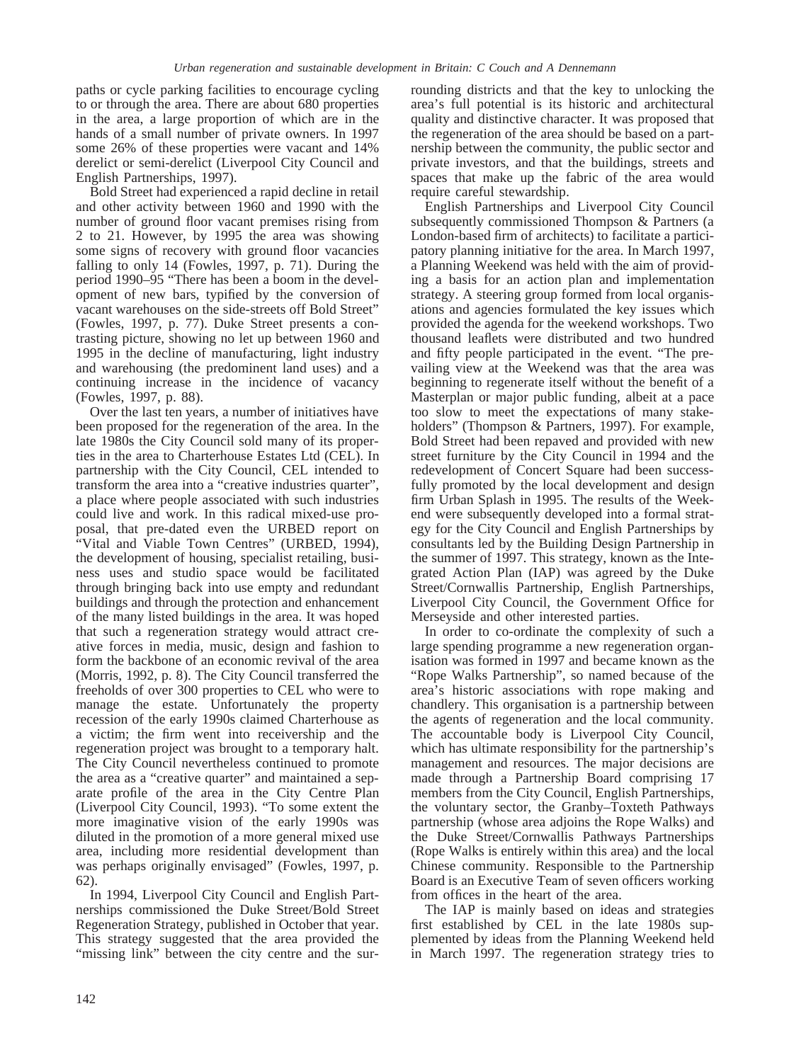paths or cycle parking facilities to encourage cycling to or through the area. There are about 680 properties in the area, a large proportion of which are in the hands of a small number of private owners. In 1997 some 26% of these properties were vacant and 14% derelict or semi-derelict (Liverpool City Council and English Partnerships, 1997).

Bold Street had experienced a rapid decline in retail and other activity between 1960 and 1990 with the number of ground floor vacant premises rising from 2 to 21. However, by 1995 the area was showing some signs of recovery with ground floor vacancies falling to only 14 (Fowles, 1997, p. 71). During the period 1990–95 "There has been a boom in the development of new bars, typified by the conversion of vacant warehouses on the side-streets off Bold Street" (Fowles, 1997, p. 77). Duke Street presents a contrasting picture, showing no let up between 1960 and 1995 in the decline of manufacturing, light industry and warehousing (the predominent land uses) and a continuing increase in the incidence of vacancy (Fowles, 1997, p. 88).

Over the last ten years, a number of initiatives have been proposed for the regeneration of the area. In the late 1980s the City Council sold many of its properties in the area to Charterhouse Estates Ltd (CEL). In partnership with the City Council, CEL intended to transform the area into a "creative industries quarter", a place where people associated with such industries could live and work. In this radical mixed-use proposal, that pre-dated even the URBED report on "Vital and Viable Town Centres" (URBED, 1994), the development of housing, specialist retailing, business uses and studio space would be facilitated through bringing back into use empty and redundant buildings and through the protection and enhancement of the many listed buildings in the area. It was hoped that such a regeneration strategy would attract creative forces in media, music, design and fashion to form the backbone of an economic revival of the area (Morris, 1992, p. 8). The City Council transferred the freeholds of over 300 properties to CEL who were to manage the estate. Unfortunately the property recession of the early 1990s claimed Charterhouse as a victim; the firm went into receivership and the regeneration project was brought to a temporary halt. The City Council nevertheless continued to promote the area as a "creative quarter" and maintained a separate profile of the area in the City Centre Plan (Liverpool City Council, 1993). "To some extent the more imaginative vision of the early 1990s was diluted in the promotion of a more general mixed use area, including more residential development than was perhaps originally envisaged" (Fowles, 1997, p. 62).

In 1994, Liverpool City Council and English Partnerships commissioned the Duke Street/Bold Street Regeneration Strategy, published in October that year. This strategy suggested that the area provided the "missing link" between the city centre and the surrounding districts and that the key to unlocking the area's full potential is its historic and architectural quality and distinctive character. It was proposed that the regeneration of the area should be based on a partnership between the community, the public sector and private investors, and that the buildings, streets and spaces that make up the fabric of the area would require careful stewardship.

English Partnerships and Liverpool City Council subsequently commissioned Thompson & Partners (a London-based firm of architects) to facilitate a participatory planning initiative for the area. In March 1997, a Planning Weekend was held with the aim of providing a basis for an action plan and implementation strategy. A steering group formed from local organisations and agencies formulated the key issues which provided the agenda for the weekend workshops. Two thousand leaflets were distributed and two hundred and fifty people participated in the event. "The prevailing view at the Weekend was that the area was beginning to regenerate itself without the benefit of a Masterplan or major public funding, albeit at a pace too slow to meet the expectations of many stakeholders" (Thompson & Partners, 1997). For example, Bold Street had been repaved and provided with new street furniture by the City Council in 1994 and the redevelopment of Concert Square had been successfully promoted by the local development and design firm Urban Splash in 1995. The results of the Weekend were subsequently developed into a formal strategy for the City Council and English Partnerships by consultants led by the Building Design Partnership in the summer of 1997. This strategy, known as the Integrated Action Plan (IAP) was agreed by the Duke Street/Cornwallis Partnership, English Partnerships, Liverpool City Council, the Government Office for Merseyside and other interested parties.

In order to co-ordinate the complexity of such a large spending programme a new regeneration organisation was formed in 1997 and became known as the "Rope Walks Partnership", so named because of the area's historic associations with rope making and chandlery. This organisation is a partnership between the agents of regeneration and the local community. The accountable body is Liverpool City Council, which has ultimate responsibility for the partnership's management and resources. The major decisions are made through a Partnership Board comprising 17 members from the City Council, English Partnerships, the voluntary sector, the Granby–Toxteth Pathways partnership (whose area adjoins the Rope Walks) and the Duke Street/Cornwallis Pathways Partnerships (Rope Walks is entirely within this area) and the local Chinese community. Responsible to the Partnership Board is an Executive Team of seven officers working from offices in the heart of the area.

The IAP is mainly based on ideas and strategies first established by CEL in the late 1980s supplemented by ideas from the Planning Weekend held in March 1997. The regeneration strategy tries to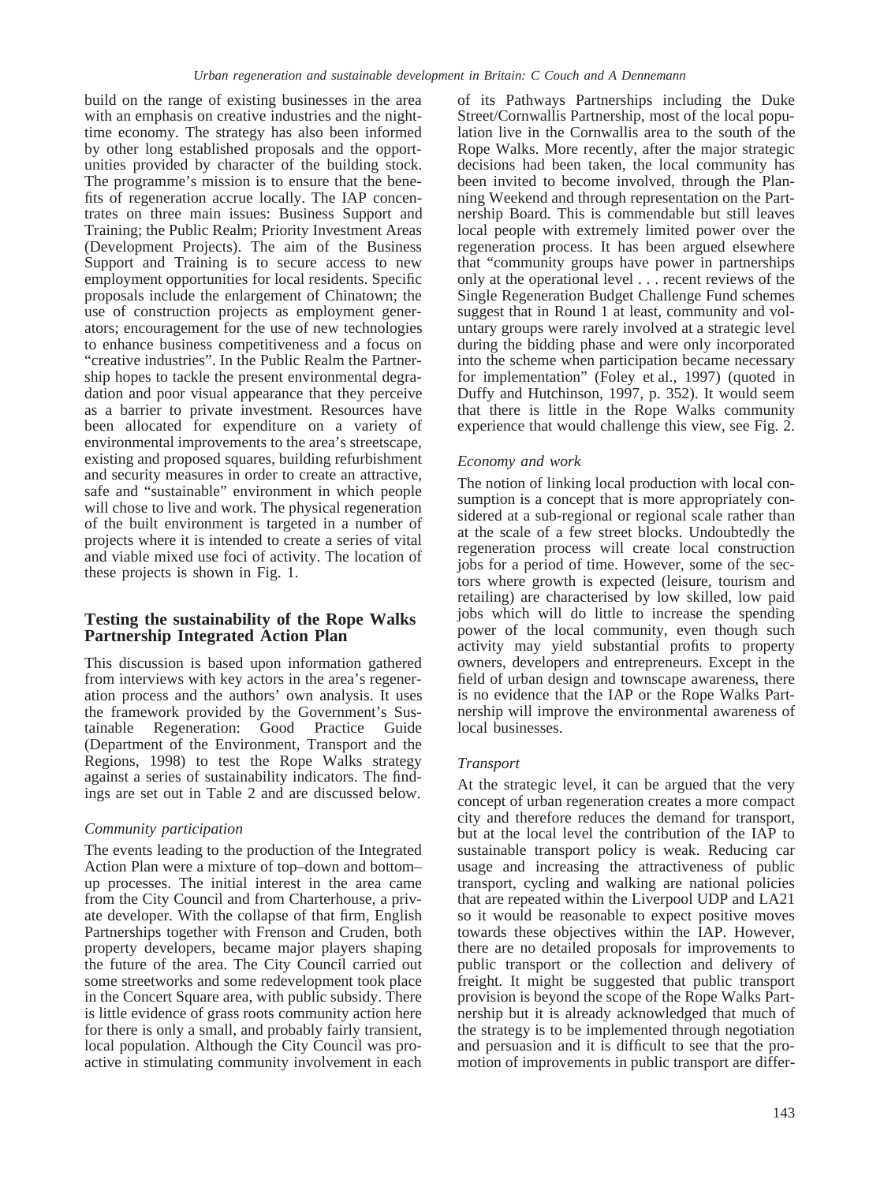build on the range of existing businesses in the area with an emphasis on creative industries and the night-time economy. The strategy has also been informed by other long established proposals and the opportunities provided by character of the building stock. The programme's mission is to ensure that the benefits of regeneration accrue locally. The IAP concentrates on three main issues: Business Support and Training; the Public Realm; Priority Investment Areas (Development Projects). The aim of the Business Support and Training is to secure access to new employment opportunities for local residents. Specific proposals include the enlargement of Chinatown; the use of construction projects as employment generators; encouragement for the use of new technologies to enhance business competitiveness and a focus on "creative industries". In the Public Realm the Partnership hopes to tackle the present environmental degradation and poor visual appearance that they perceive as a barrier to private investment. Resources have been allocated for expenditure on a variety of environmental improvements to the area's streetscape, existing and proposed squares, building refurbishment and security measures in order to create an attractive, safe and "sustainable" environment in which people will chose to live and work. The physical regeneration of the built environment is targeted in a number of projects where it is intended to create a series of vital and viable mixed use foci of activity. The location of these projects is shown in Fig. 1.

## Testing the sustainability of the Rope Walks Partnership Integrated Action Plan

This discussion is based upon information gathered from interviews with key actors in the area's regeneration process and the authors' own analysis. It uses the framework provided by the Government's Sustainable Regeneration: Good Practice Guide (Department of the Environment, Transport and the Regions, 1998) to test the Rope Walks strategy against a series of sustainability indicators. The findings are set out in Table 2 and are discussed below.

### *Community participation*

The events leading to the production of the Integrated Action Plan were a mixture of top–down and bottom–up processes. The initial interest in the area came from the City Council and from Charterhouse, a private developer. With the collapse of that firm, English Partnerships together with Frenson and Cruden, both property developers, became major players shaping the future of the area. The City Council carried out some streetworks and some redevelopment took place in the Concert Square area, with public subsidy. There is little evidence of grass roots community action here for there is only a small, and probably fairly transient, local population. Although the City Council was proactive in stimulating community involvement in each of its Pathways Partnerships including the Duke Street/Cornwallis Partnership, most of the local population live in the Cornwallis area to the south of the Rope Walks. More recently, after the major strategic decisions had been taken, the local community has been invited to become involved, through the Planning Weekend and through representation on the Partnership Board. This is commendable but still leaves local people with extremely limited power over the regeneration process. It has been argued elsewhere that "community groups have power in partnerships only at the operational level . . . recent reviews of the Single Regeneration Budget Challenge Fund schemes suggest that in Round 1 at least, community and voluntary groups were rarely involved at a strategic level during the bidding phase and were only incorporated into the scheme when participation became necessary for implementation" (Foley et al., 1997) (quoted in Duffy and Hutchinson, 1997, p. 352). It would seem that there is little in the Rope Walks community experience that would challenge this view, see Fig. 2.

### *Economy and work*

The notion of linking local production with local consumption is a concept that is more appropriately considered at a sub-regional or regional scale rather than at the scale of a few street blocks. Undoubtedly the regeneration process will create local construction jobs for a period of time. However, some of the sectors where growth is expected (leisure, tourism and retailing) are characterised by low skilled, low paid jobs which will do little to increase the spending power of the local community, even though such activity may yield substantial profits to property owners, developers and entrepreneurs. Except in the field of urban design and townscape awareness, there is no evidence that the IAP or the Rope Walks Partnership will improve the environmental awareness of local businesses.

### *Transport*

At the strategic level, it can be argued that the very concept of urban regeneration creates a more compact city and therefore reduces the demand for transport, but at the local level the contribution of the IAP to sustainable transport policy is weak. Reducing car usage and increasing the attractiveness of public transport, cycling and walking are national policies that are repeated within the Liverpool UDP and LA21 so it would be reasonable to expect positive moves towards these objectives within the IAP. However, there are no detailed proposals for improvements to public transport or the collection and delivery of freight. It might be suggested that public transport provision is beyond the scope of the Rope Walks Partnership but it is already acknowledged that much of the strategy is to be implemented through negotiation and persuasion and it is difficult to see that the promotion of improvements in public transport are differ-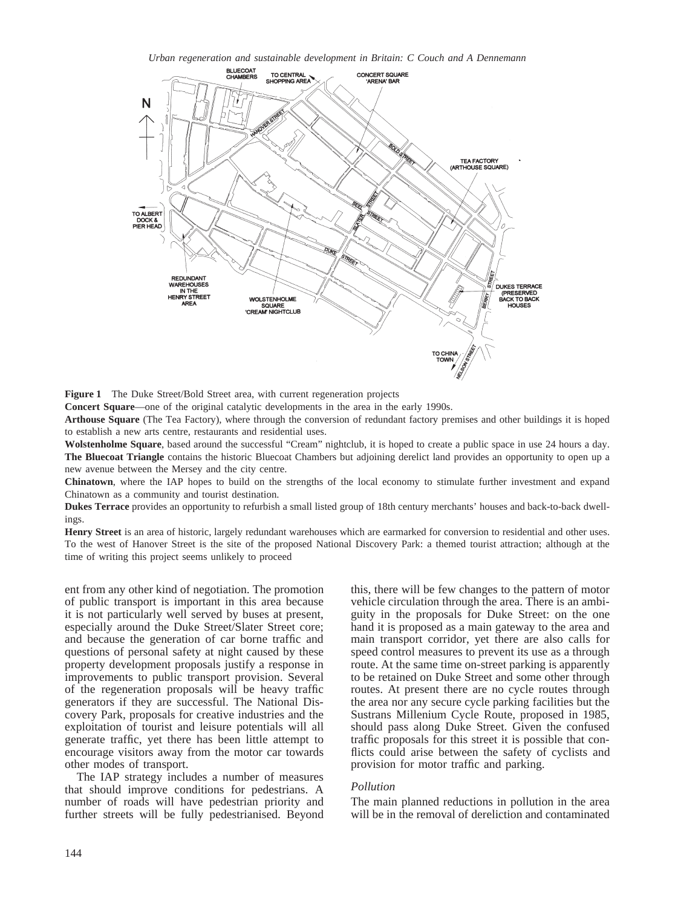**Figure 1** The Duke Street/Bold Street area, with current regeneration projects

**Concert Square**—one of the original catalytic developments in the area in the early 1990s.

**Arthouse Square** (The Tea Factory), where through the conversion of redundant factory premises and other buildings it is hoped to establish a new arts centre, restaurants and residential uses.

**Wolstenholme Square**, based around the successful "Cream" nightclub, it is hoped to create a public space in use 24 hours a day.

**The Bluecoat Triangle** contains the historic Bluecoat Chambers but adjoining derelict land provides an opportunity to open up a new avenue between the Mersey and the city centre.

**Chinatown**, where the IAP hopes to build on the strengths of the local economy to stimulate further investment and expand Chinatown as a community and tourist destination.

**Dukes Terrace** provides an opportunity to refurbish a small listed group of 18th century merchants' houses and back-to-back dwellings.

**Henry Street** is an area of historic, largely redundant warehouses which are earmarked for conversion to residential and other uses. To the west of Hanover Street is the site of the proposed National Discovery Park: a themed tourist attraction; although at the time of writing this project seems unlikely to proceed

ent from any other kind of negotiation. The promotion of public transport is important in this area because it is not particularly well served by buses at present, especially around the Duke Street/Slater Street core; and because the generation of car borne traffic and questions of personal safety at night caused by these property development proposals justify a response in improvements to public transport provision. Several of the regeneration proposals will be heavy traffic generators if they are successful. The National Discovery Park, proposals for creative industries and the exploitation of tourist and leisure potentials will all generate traffic, yet there has been little attempt to encourage visitors away from the motor car towards other modes of transport.

The IAP strategy includes a number of measures that should improve conditions for pedestrians. A number of roads will have pedestrian priority and further streets will be fully pedestrianised. Beyond this, there will be few changes to the pattern of motor vehicle circulation through the area. There is an ambiguity in the proposals for Duke Street: on the one hand it is proposed as a main gateway to the area and main transport corridor, yet there are also calls for speed control measures to prevent its use as a through route. At the same time on-street parking is apparently to be retained on Duke Street and some other through routes. At present there are no cycle routes through the area nor any secure cycle parking facilities but the Sustrans Millenium Cycle Route, proposed in 1985, should pass along Duke Street. Given the confused traffic proposals for this street it is possible that conflicts could arise between the safety of cyclists and provision for motor traffic and parking.

### *Pollution*

The main planned reductions in pollution in the area will be in the removal of dereliction and contaminated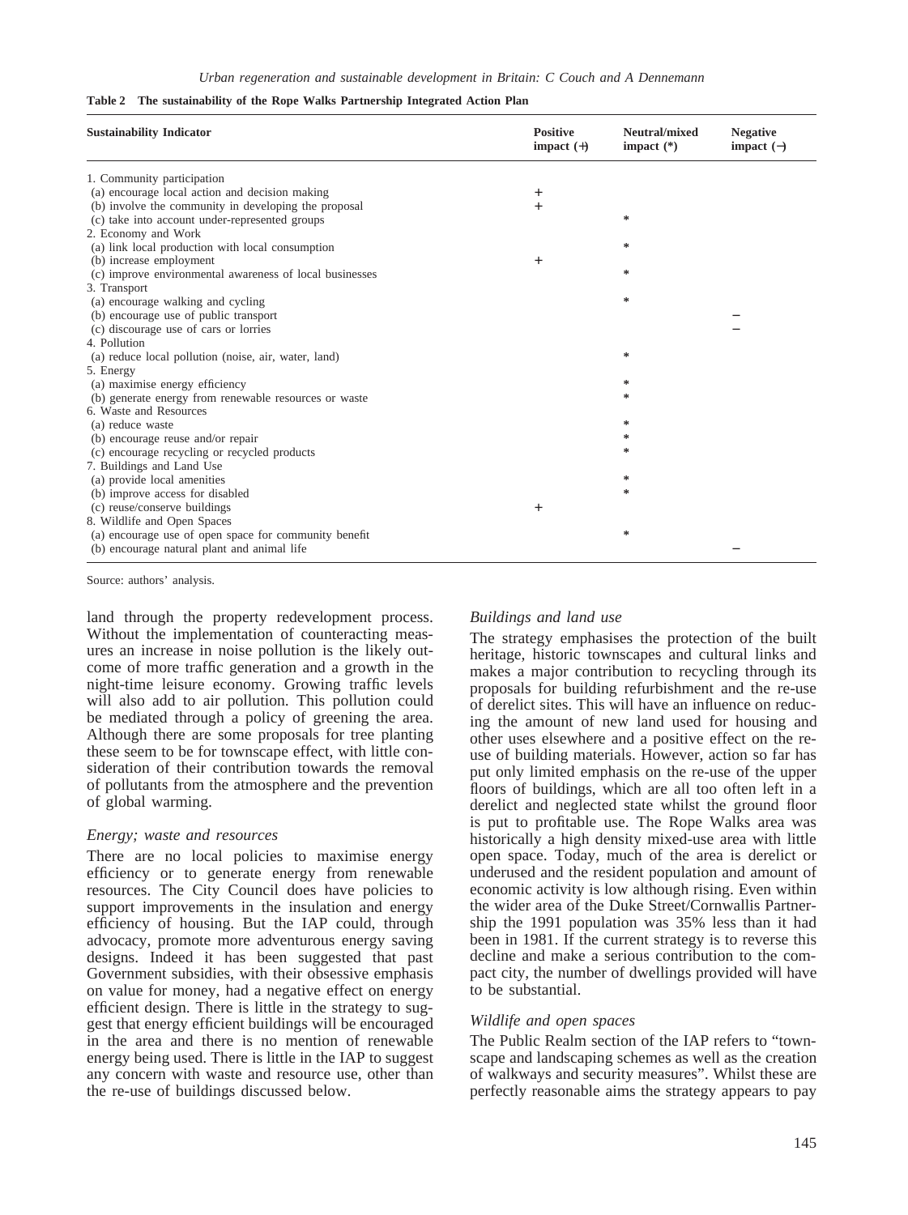**Table 2 The sustainability of the Rope Walks Partnership Integrated Action Plan**

| Sustainability Indicator | Positive impact (+) | Neutral/mixed impact (*) | Negative impact (−) |
|---|---|---|---|
| 1. Community participation | | | |
| (a) encourage local action and decision making | + | | |
| (b) involve the community in developing the proposal | + | | |
| (c) take into account under-represented groups | | * | |
| 2. Economy and Work | | | |
| (a) link local production with local consumption | | * | |
| (b) increase employment | + | | |
| (c) improve environmental awareness of local businesses | | * | |
| 3. Transport | | | |
| (a) encourage walking and cycling | | * | |
| (b) encourage use of public transport | | | − |
| (c) discourage use of cars or lorries | | | − |
| 4. Pollution | | | |
| (a) reduce local pollution (noise, air, water, land) | | * | |
| 5. Energy | | | |
| (a) maximise energy efficiency | | * | |
| (b) generate energy from renewable resources or waste | | * | |
| 6. Waste and Resources | | | |
| (a) reduce waste | | * | |
| (b) encourage reuse and/or repair | | * | |
| (c) encourage recycling or recycled products | | * | |
| 7. Buildings and Land Use | | | |
| (a) provide local amenities | | * | |
| (b) improve access for disabled | | * | |
| (c) reuse/conserve buildings | + | | |
| 8. Wildlife and Open Spaces | | | |
| (a) encourage use of open space for community benefit | | * | |
| (b) encourage natural plant and animal life | | | − |

Source: authors' analysis.

land through the property redevelopment process. Without the implementation of counteracting measures an increase in noise pollution is the likely outcome of more traffic generation and a growth in the night-time leisure economy. Growing traffic levels will also add to air pollution. This pollution could be mediated through a policy of greening the area. Although there are some proposals for tree planting these seem to be for townscape effect, with little consideration of their contribution towards the removal of pollutants from the atmosphere and the prevention of global warming.

*Energy; waste and resources*

There are no local policies to maximise energy efficiency or to generate energy from renewable resources. The City Council does have policies to support improvements in the insulation and energy efficiency of housing. But the IAP could, through advocacy, promote more adventurous energy saving designs. Indeed it has been suggested that past Government subsidies, with their obsessive emphasis on value for money, had a negative effect on energy efficient design. There is little in the strategy to suggest that energy efficient buildings will be encouraged in the area and there is no mention of renewable energy being used. There is little in the IAP to suggest any concern with waste and resource use, other than the re-use of buildings discussed below.

*Buildings and land use*

The strategy emphasises the protection of the built heritage, historic townscapes and cultural links and makes a major contribution to recycling through its proposals for building refurbishment and the re-use of derelict sites. This will have an influence on reducing the amount of new land used for housing and other uses elsewhere and a positive effect on the re-use of building materials. However, action so far has put only limited emphasis on the re-use of the upper floors of buildings, which are all too often left in a derelict and neglected state whilst the ground floor is put to profitable use. The Rope Walks area was historically a high density mixed-use area with little open space. Today, much of the area is derelict or underused and the resident population and amount of economic activity is low although rising. Even within the wider area of the Duke Street/Cornwallis Partnership the 1991 population was 35% less than it had been in 1981. If the current strategy is to reverse this decline and make a serious contribution to the compact city, the number of dwellings provided will have to be substantial.

*Wildlife and open spaces*

The Public Realm section of the IAP refers to "townscape and landscaping schemes as well as the creation of walkways and security measures". Whilst these are perfectly reasonable aims the strategy appears to pay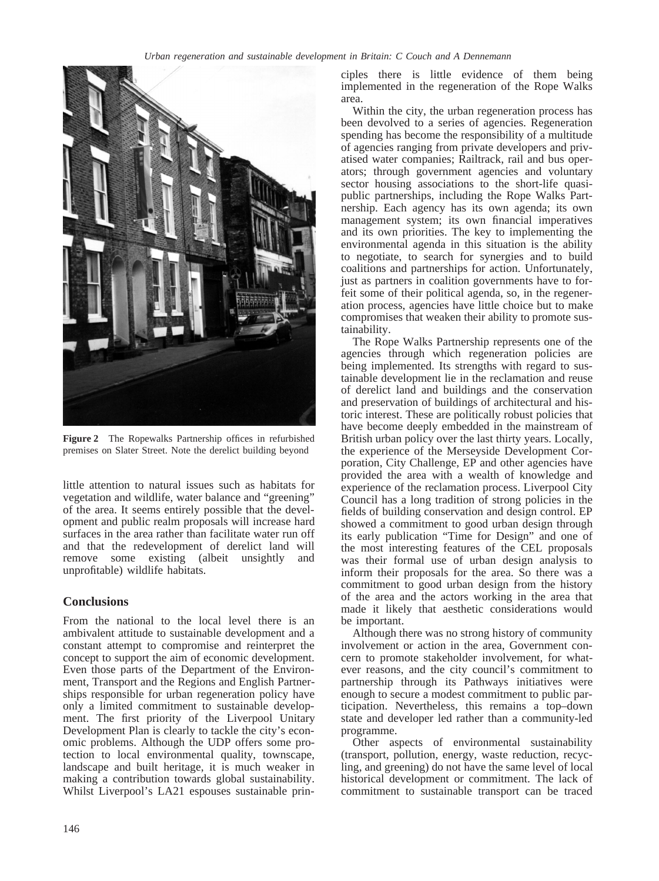**Figure 2** The Ropewalks Partnership offices in refurbished premises on Slater Street. Note the derelict building beyond

little attention to natural issues such as habitats for vegetation and wildlife, water balance and "greening" of the area. It seems entirely possible that the development and public realm proposals will increase hard surfaces in the area rather than facilitate water run off and that the redevelopment of derelict land will remove some existing (albeit unsightly and unprofitable) wildlife habitats.

## Conclusions

From the national to the local level there is an ambivalent attitude to sustainable development and a constant attempt to compromise and reinterpret the concept to support the aim of economic development. Even those parts of the Department of the Environment, Transport and the Regions and English Partnerships responsible for urban regeneration policy have only a limited commitment to sustainable development. The first priority of the Liverpool Unitary Development Plan is clearly to tackle the city's economic problems. Although the UDP offers some protection to local environmental quality, townscape, landscape and built heritage, it is much weaker in making a contribution towards global sustainability. Whilst Liverpool's LA21 espouses sustainable principles there is little evidence of them being implemented in the regeneration of the Rope Walks area.

Within the city, the urban regeneration process has been devolved to a series of agencies. Regeneration spending has become the responsibility of a multitude of agencies ranging from private developers and privatised water companies; Railtrack, rail and bus operators; through government agencies and voluntary sector housing associations to the short-life quasi-public partnerships, including the Rope Walks Partnership. Each agency has its own agenda; its own management system; its own financial imperatives and its own priorities. The key to implementing the environmental agenda in this situation is the ability to negotiate, to search for synergies and to build coalitions and partnerships for action. Unfortunately, just as partners in coalition governments have to forfeit some of their political agenda, so, in the regeneration process, agencies have little choice but to make compromises that weaken their ability to promote sustainability.

The Rope Walks Partnership represents one of the agencies through which regeneration policies are being implemented. Its strengths with regard to sustainable development lie in the reclamation and reuse of derelict land and buildings and the conservation and preservation of buildings of architectural and historic interest. These are politically robust policies that have become deeply embedded in the mainstream of British urban policy over the last thirty years. Locally, the experience of the Merseyside Development Corporation, City Challenge, EP and other agencies have provided the area with a wealth of knowledge and experience of the reclamation process. Liverpool City Council has a long tradition of strong policies in the fields of building conservation and design control. EP showed a commitment to good urban design through its early publication "Time for Design" and one of the most interesting features of the CEL proposals was their formal use of urban design analysis to inform their proposals for the area. So there was a commitment to good urban design from the history of the area and the actors working in the area that made it likely that aesthetic considerations would be important.

Although there was no strong history of community involvement or action in the area, Government concern to promote stakeholder involvement, for whatever reasons, and the city council's commitment to partnership through its Pathways initiatives were enough to secure a modest commitment to public participation. Nevertheless, this remains a top–down state and developer led rather than a community-led programme.

Other aspects of environmental sustainability (transport, pollution, energy, waste reduction, recycling, and greening) do not have the same level of local historical development or commitment. The lack of commitment to sustainable transport can be traced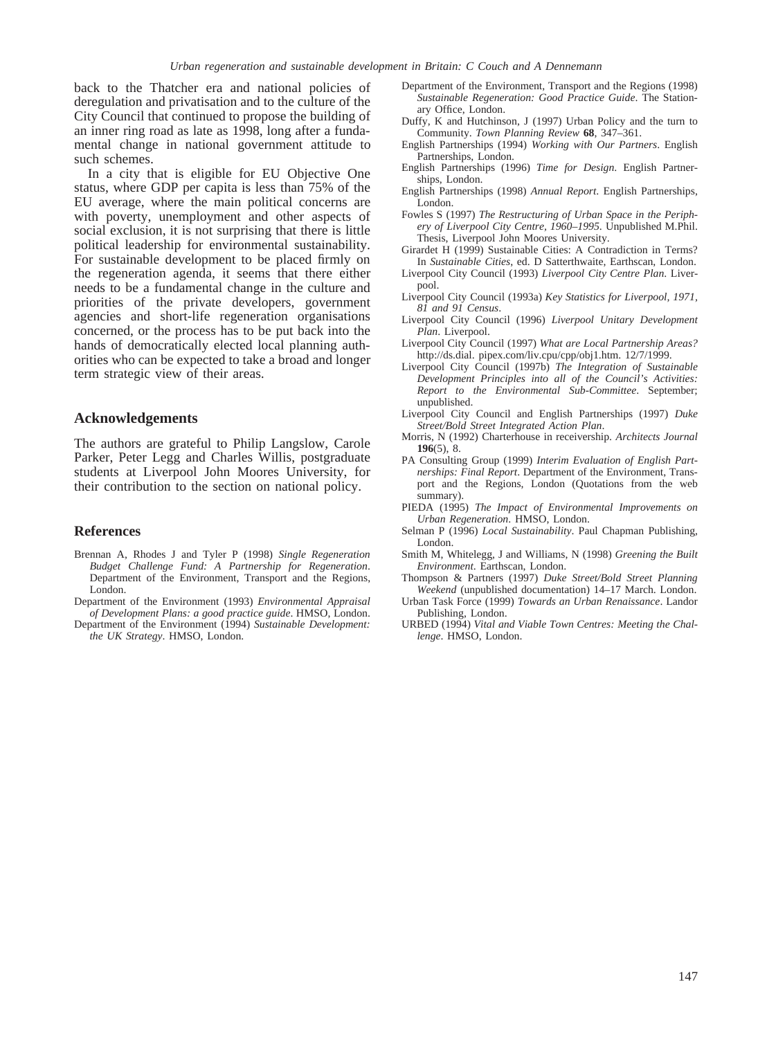back to the Thatcher era and national policies of deregulation and privatisation and to the culture of the City Council that continued to propose the building of an inner ring road as late as 1998, long after a fundamental change in national government attitude to such schemes.

In a city that is eligible for EU Objective One status, where GDP per capita is less than 75% of the EU average, where the main political concerns are with poverty, unemployment and other aspects of social exclusion, it is not surprising that there is little political leadership for environmental sustainability. For sustainable development to be placed firmly on the regeneration agenda, it seems that there either needs to be a fundamental change in the culture and priorities of the private developers, government agencies and short-life regeneration organisations concerned, or the process has to be put back into the hands of democratically elected local planning authorities who can be expected to take a broad and longer term strategic view of their areas.

## Acknowledgements

The authors are grateful to Philip Langslow, Carole Parker, Peter Legg and Charles Willis, postgraduate students at Liverpool John Moores University, for their contribution to the section on national policy.

## References

Brennan A, Rhodes J and Tyler P (1998) *Single Regeneration Budget Challenge Fund: A Partnership for Regeneration*. Department of the Environment, Transport and the Regions, London.

Department of the Environment (1993) *Environmental Appraisal of Development Plans: a good practice guide*. HMSO, London.

Department of the Environment (1994) *Sustainable Development: the UK Strategy*. HMSO, London.

Department of the Environment, Transport and the Regions (1998) *Sustainable Regeneration: Good Practice Guide*. The Stationary Office, London.

Duffy, K and Hutchinson, J (1997) Urban Policy and the turn to Community. *Town Planning Review* **68**, 347–361.

English Partnerships (1994) *Working with Our Partners*. English Partnerships, London.

English Partnerships (1996) *Time for Design*. English Partnerships, London.

English Partnerships (1998) *Annual Report*. English Partnerships, London.

Fowles S (1997) *The Restructuring of Urban Space in the Periphery of Liverpool City Centre, 1960–1995*. Unpublished M.Phil. Thesis, Liverpool John Moores University.

Girardet H (1999) Sustainable Cities: A Contradiction in Terms? In *Sustainable Cities*, ed. D Satterthwaite, Earthscan, London.

Liverpool City Council (1993) *Liverpool City Centre Plan*. Liverpool.

Liverpool City Council (1993a) *Key Statistics for Liverpool, 1971, 81 and 91 Census*.

Liverpool City Council (1996) *Liverpool Unitary Development Plan*. Liverpool.

Liverpool City Council (1997) *What are Local Partnership Areas?* http://ds.dial. pipex.com/liv.cpu/cpp/obj1.htm. 12/7/1999.

Liverpool City Council (1997b) *The Integration of Sustainable Development Principles into all of the Council's Activities: Report to the Environmental Sub-Committee*. September; unpublished.

Liverpool City Council and English Partnerships (1997) *Duke Street/Bold Street Integrated Action Plan*.

Morris, N (1992) Charterhouse in receivership. *Architects Journal* **196**(5), 8.

PA Consulting Group (1999) *Interim Evaluation of English Partnerships: Final Report*. Department of the Environment, Transport and the Regions, London (Quotations from the web summary).

PIEDA (1995) *The Impact of Environmental Improvements on Urban Regeneration*. HMSO, London.

Selman P (1996) *Local Sustainability*. Paul Chapman Publishing, London.

Smith M, Whitelegg, J and Williams, N (1998) *Greening the Built Environment*. Earthscan, London.

Thompson & Partners (1997) *Duke Street/Bold Street Planning Weekend* (unpublished documentation) 14–17 March. London.

Urban Task Force (1999) *Towards an Urban Renaissance*. Landor Publishing, London.

URBED (1994) *Vital and Viable Town Centres: Meeting the Challenge*. HMSO, London.